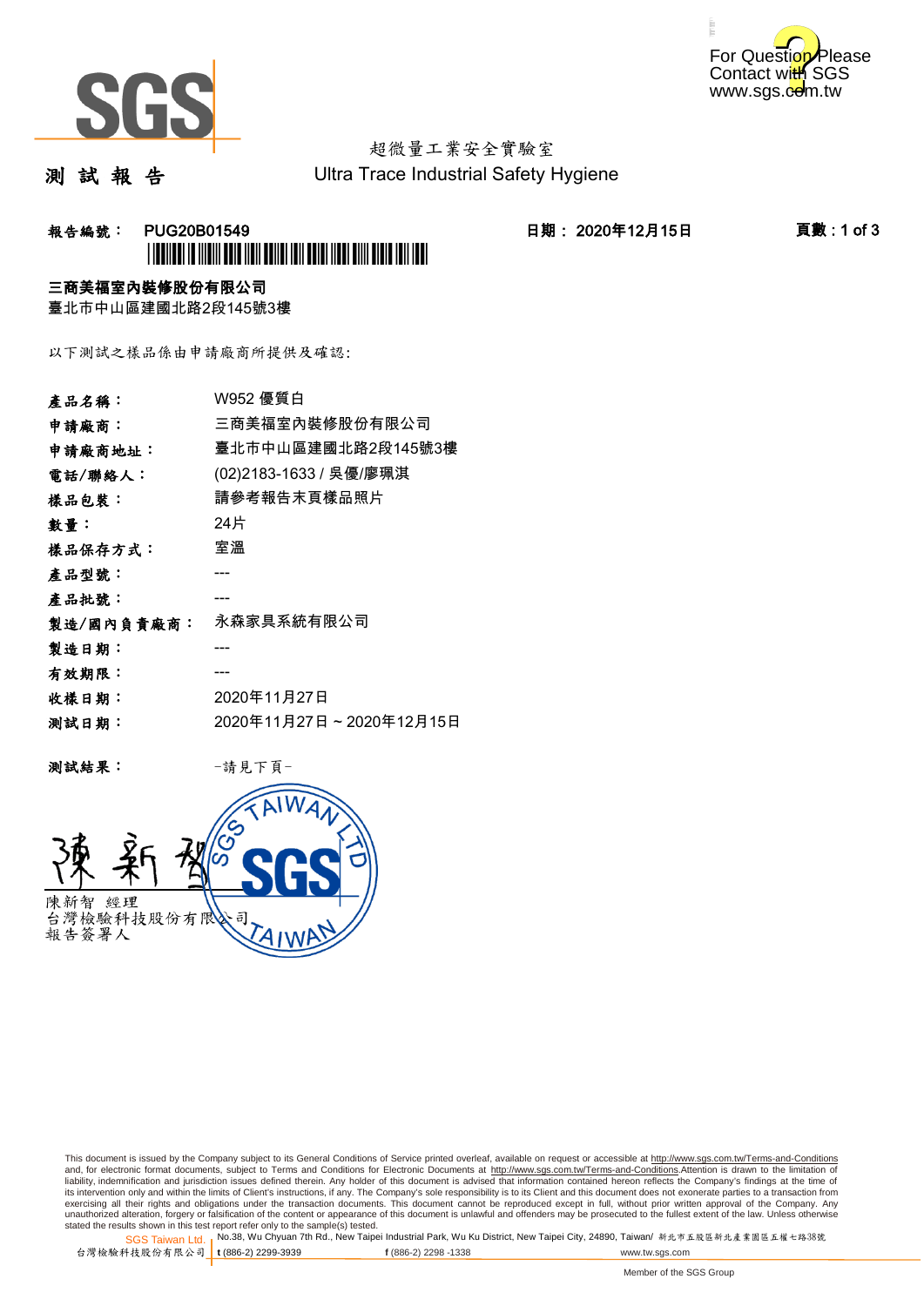For Question Please Contact with SGS
www.sgs.com.tw

超微量工業安全實驗室
Ultra Trace Industrial Safety Hygiene

# 測 試 報 告

**報告編號： PUG20B01549** **日期： 2020年12月15日**

**三商美福室內裝修股份有限公司**
臺北市中山區建國北路2段145號3樓

以下測試之樣品係由申請廠商所提供及確認:

| | |
|---|---|
| **產品名稱：** | W952 優質白 |
| **申請廠商：** | 三商美福室內裝修股份有限公司 |
| **申請廠商地址：** | 臺北市中山區建國北路2段145號3樓 |
| **電話/聯絡人：** | (02)2183-1633 / 吳優/廖珮淇 |
| **樣品包裝：** | 請參考報告末頁樣品照片 |
| **數量：** | 24片 |
| **樣品保存方式：** | 室溫 |
| **產品型號：** | --- |
| **產品批號：** | --- |
| **製造/國內負責廠商：** | 永森家具系統有限公司 |
| **製造日期：** | --- |
| **有效期限：** | --- |
| **收樣日期：** | 2020年11月27日 |
| **測試日期：** | 2020年11月27日 ~ 2020年12月15日 |

**測試結果：** -請見下頁-

陳新智 經理
台灣檢驗科技股份有限公司
報告簽署人

This document is issued by the Company subject to its General Conditions of Service printed overleaf, available on request or accessible at http://www.sgs.com.tw/Terms-and-Conditions and, for electronic format documents, subject to Terms and Conditions for Electronic Documents at http://www.sgs.com.tw/Terms-and-Conditions.Attention is drawn to the limitation of liability, indemnification and jurisdiction issues defined therein. Any holder of this document is advised that information contained hereon reflects the Company's findings at the time of its intervention only and within the limits of Client's instructions, if any. The Company's sole responsibility is to its Client and this document does not exonerate parties to a transaction from exercising all their rights and obligations under the transaction documents. This document cannot be reproduced except in full, without prior written approval of the Company. Any unauthorized alteration, forgery or falsification of the content or appearance of this document is unlawful and offenders may be prosecuted to the fullest extent of the law. Unless otherwise stated the results shown in this test report refer only to the sample(s) tested.

SGS Taiwan Ltd. No.38, Wu Chyuan 7th Rd., New Taipei Industrial Park, Wu Ku District, New Taipei City, 24890, Taiwan/ 新北市五股區新北產業園區五權七路38號
台灣檢驗科技股份有限公司 t (886-2) 2299-3939 f (886-2) 2298 -1338 www.tw.sgs.com

Member of the SGS Group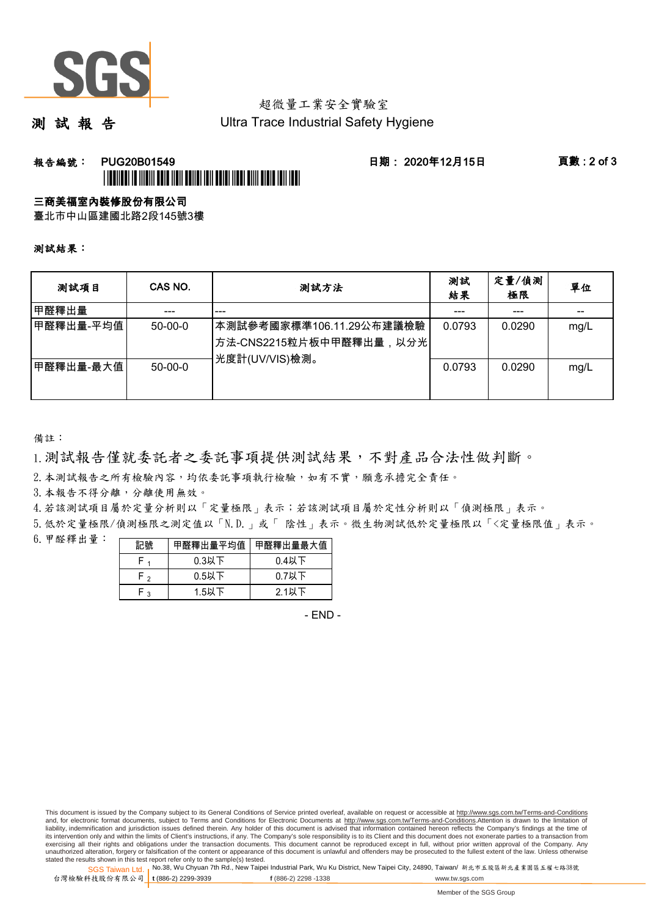超微量工業安全實驗室

# 測 試 報 告

Ultra Trace Industrial Safety Hygiene

**報告編號： PUG20B01549**　　**日期： 2020年12月15日**

**三商美福室內裝修股份有限公司**

臺北市中山區建國北路2段145號3樓

**測試結果：**

| 測試項目 | CAS NO. | 測試方法 | 測試結果 | 定量/偵測極限 | 單位 |
|---|---|---|---|---|---|
| 甲醛釋出量 | --- | --- | --- | --- | -- |
| 甲醛釋出量-平均值 | 50-00-0 | 本測試參考國家標準106.11.29公布建議檢驗方法-CNS2215粒片板中甲醛釋出量，以分光光度計(UV/VIS)檢測。 | 0.0793 | 0.0290 | mg/L |
| 甲醛釋出量-最大值 | 50-00-0 | | 0.0793 | 0.0290 | mg/L |

備註：

1. 測試報告僅就委託者之委託事項提供測試結果，不對產品合法性做判斷。
2. 本測試報告之所有檢驗內容，均依委託事項執行檢驗，如有不實，願意承擔完全責任。
3. 本報告不得分離，分離使用無效。
4. 若該測試項目屬於定量分析則以「定量極限」表示；若該測試項目屬於定性分析則以「偵測極限」表示。
5. 低於定量極限/偵測極限之測定值以「N.D.」或「 陰性」表示。微生物測試低於定量極限以「<定量極限值」表示。
6. 甲醛釋出量：

| 記號 | 甲醛釋出量平均值 | 甲醛釋出量最大值 |
|---|---|---|
| $F_1$ | 0.3以下 | 0.4以下 |
| $F_2$ | 0.5以下 | 0.7以下 |
| $F_3$ | 1.5以下 | 2.1以下 |

- END -

This document is issued by the Company subject to its General Conditions of Service printed overleaf, available on request or accessible at http://www.sgs.com.tw/Terms-and-Conditions and, for electronic format documents, subject to Terms and Conditions for Electronic Documents at http://www.sgs.com.tw/Terms-and-Conditions.Attention is drawn to the limitation of liability, indemnification and jurisdiction issues defined therein. Any holder of this document is advised that information contained hereon reflects the Company's findings at the time of its intervention only and within the limits of Client's instructions, if any. The Company's sole responsibility is to its Client and this document does not exonerate parties to a transaction from exercising all their rights and obligations under the transaction documents. This document cannot be reproduced except in full, without prior written approval of the Company. Any unauthorized alteration, forgery or falsification of the content or appearance of this document is unlawful and offenders may be prosecuted to the fullest extent of the law. Unless otherwise stated the results shown in this test report refer only to the sample(s) tested.

SGS Taiwan Ltd. 台灣檢驗科技股份有限公司 | No.38, Wu Chyuan 7th Rd., New Taipei Industrial Park, Wu Ku District, New Taipei City, 24890, Taiwan/ 新北市五股區新北產業園區五權七路38號 | t (886-2) 2299-3939 | f (886-2) 2298 -1338 | www.tw.sgs.com

Member of the SGS Group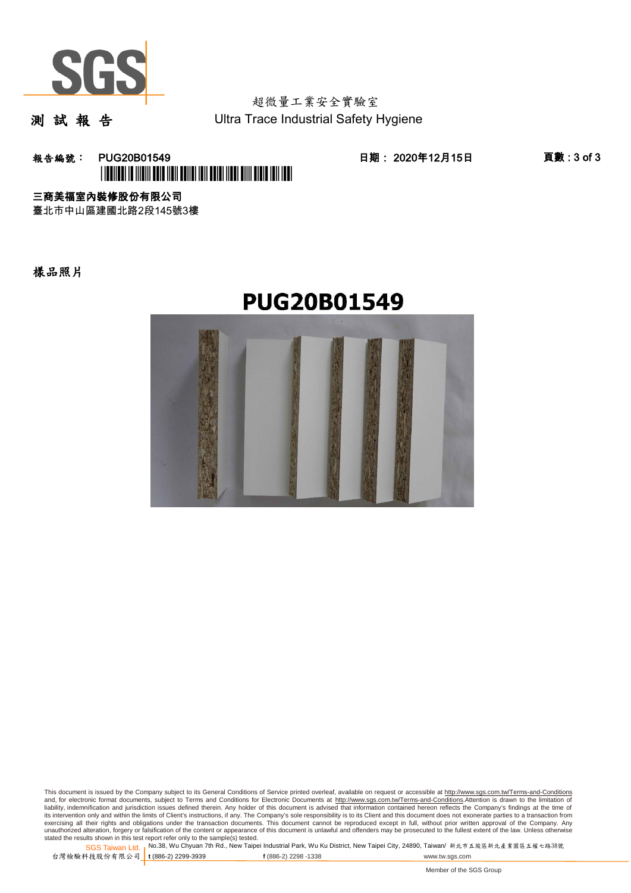# 測 試 報 告

超微量工業安全實驗室
Ultra Trace Industrial Safety Hygiene

**報告編號： PUG20B01549** **日期： 2020年12月15日**

**三商美福室內裝修股份有限公司**
臺北市中山區建國北路2段145號3樓

**樣品照片**

**PUG20B01549**

This document is issued by the Company subject to its General Conditions of Service printed overleaf, available on request or accessible at http://www.sgs.com.tw/Terms-and-Conditions and, for electronic format documents, subject to Terms and Conditions for Electronic Documents at http://www.sgs.com.tw/Terms-and-Conditions.Attention is drawn to the limitation of liability, indemnification and jurisdiction issues defined therein. Any holder of this document is advised that information contained hereon reflects the Company's findings at the time of its intervention only and within the limits of Client's instructions, if any. The Company's sole responsibility is to its Client and this document does not exonerate parties to a transaction from exercising all their rights and obligations under the transaction documents. This document cannot be reproduced except in full, without prior written approval of the Company. Any unauthorized alteration, forgery or falsification of the content or appearance of this document is unlawful and offenders may be prosecuted to the fullest extent of the law. Unless otherwise stated the results shown in this test report refer only to the sample(s) tested.

SGS Taiwan Ltd. 台灣檢驗科技股份有限公司 | No.38, Wu Chyuan 7th Rd., New Taipei Industrial Park, Wu Ku District, New Taipei City, 24890, Taiwan/ 新北市五股區新北產業園區五權七路38號
t (886-2) 2299-3939 f (886-2) 2298 -1338 www.tw.sgs.com

Member of the SGS Group